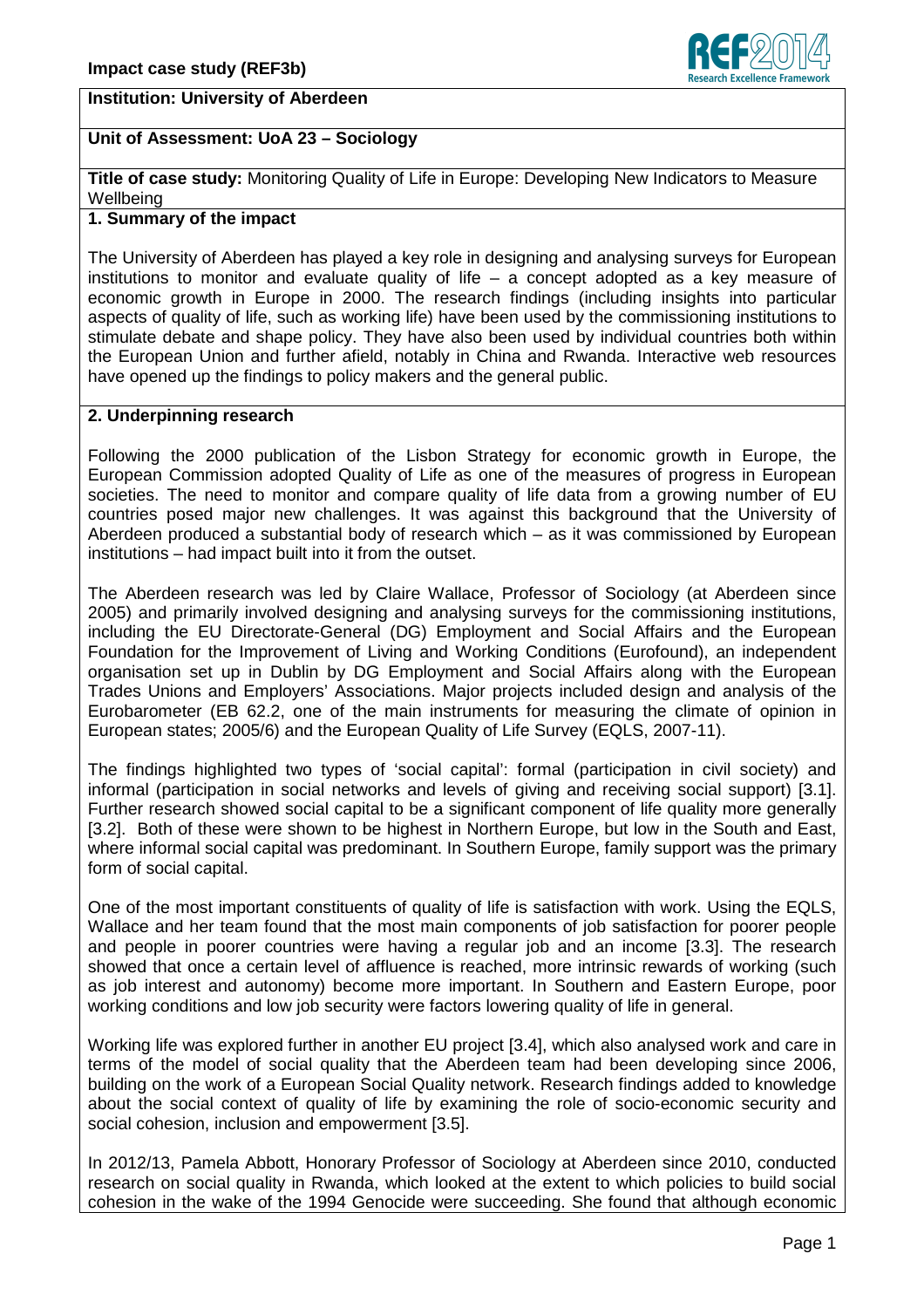**Impact case study (REF3b)**

**Institution: University of Aberdeen**

**Unit of Assessment: UoA 23 – Sociology**

**Title of case study:** Monitoring Quality of Life in Europe: Developing New Indicators to Measure Wellbeing

## 1. Summary of the impact

The University of Aberdeen has played a key role in designing and analysing surveys for European institutions to monitor and evaluate quality of life – a concept adopted as a key measure of economic growth in Europe in 2000. The research findings (including insights into particular aspects of quality of life, such as working life) have been used by the commissioning institutions to stimulate debate and shape policy. They have also been used by individual countries both within the European Union and further afield, notably in China and Rwanda. Interactive web resources have opened up the findings to policy makers and the general public.

## 2. Underpinning research

Following the 2000 publication of the Lisbon Strategy for economic growth in Europe, the European Commission adopted Quality of Life as one of the measures of progress in European societies. The need to monitor and compare quality of life data from a growing number of EU countries posed major new challenges. It was against this background that the University of Aberdeen produced a substantial body of research which – as it was commissioned by European institutions – had impact built into it from the outset.

The Aberdeen research was led by Claire Wallace, Professor of Sociology (at Aberdeen since 2005) and primarily involved designing and analysing surveys for the commissioning institutions, including the EU Directorate-General (DG) Employment and Social Affairs and the European Foundation for the Improvement of Living and Working Conditions (Eurofound), an independent organisation set up in Dublin by DG Employment and Social Affairs along with the European Trades Unions and Employers' Associations. Major projects included design and analysis of the Eurobarometer (EB 62.2, one of the main instruments for measuring the climate of opinion in European states; 2005/6) and the European Quality of Life Survey (EQLS, 2007-11).

The findings highlighted two types of 'social capital': formal (participation in civil society) and informal (participation in social networks and levels of giving and receiving social support) [3.1]. Further research showed social capital to be a significant component of life quality more generally [3.2]. Both of these were shown to be highest in Northern Europe, but low in the South and East, where informal social capital was predominant. In Southern Europe, family support was the primary form of social capital.

One of the most important constituents of quality of life is satisfaction with work. Using the EQLS, Wallace and her team found that the most main components of job satisfaction for poorer people and people in poorer countries were having a regular job and an income [3.3]. The research showed that once a certain level of affluence is reached, more intrinsic rewards of working (such as job interest and autonomy) become more important. In Southern and Eastern Europe, poor working conditions and low job security were factors lowering quality of life in general.

Working life was explored further in another EU project [3.4], which also analysed work and care in terms of the model of social quality that the Aberdeen team had been developing since 2006, building on the work of a European Social Quality network. Research findings added to knowledge about the social context of quality of life by examining the role of socio-economic security and social cohesion, inclusion and empowerment [3.5].

In 2012/13, Pamela Abbott, Honorary Professor of Sociology at Aberdeen since 2010, conducted research on social quality in Rwanda, which looked at the extent to which policies to build social cohesion in the wake of the 1994 Genocide were succeeding. She found that although economic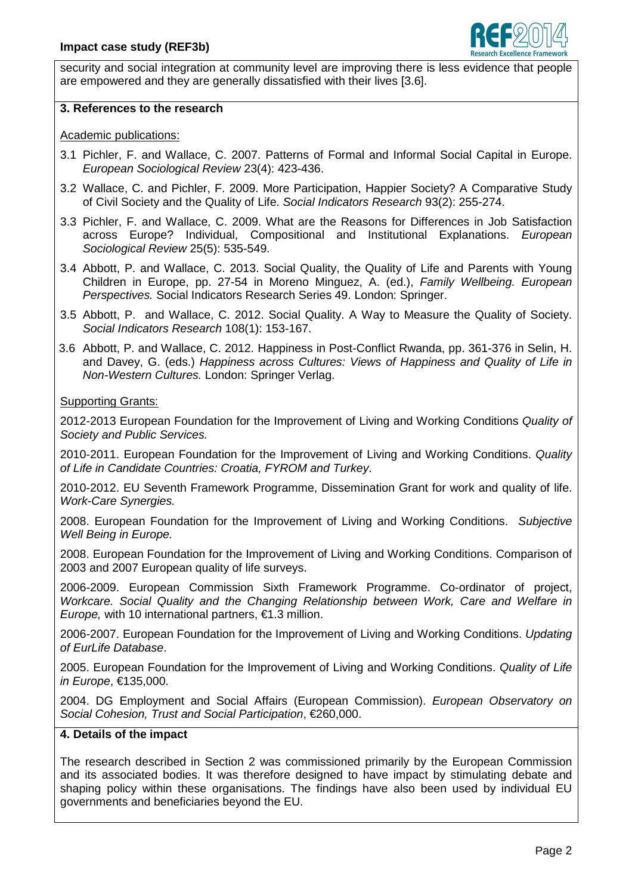security and social integration at community level are improving there is less evidence that people are empowered and they are generally dissatisfied with their lives [3.6].

## 3. References to the research

Academic publications:

3.1 Pichler, F. and Wallace, C. 2007. Patterns of Formal and Informal Social Capital in Europe. *European Sociological Review* 23(4): 423-436.

3.2 Wallace, C. and Pichler, F. 2009. More Participation, Happier Society? A Comparative Study of Civil Society and the Quality of Life. *Social Indicators Research* 93(2): 255-274.

3.3 Pichler, F. and Wallace, C. 2009. What are the Reasons for Differences in Job Satisfaction across Europe? Individual, Compositional and Institutional Explanations. *European Sociological Review* 25(5): 535-549.

3.4 Abbott, P. and Wallace, C. 2013. Social Quality, the Quality of Life and Parents with Young Children in Europe, pp. 27-54 in Moreno Minguez, A. (ed.), *Family Wellbeing. European Perspectives.* Social Indicators Research Series 49. London: Springer.

3.5 Abbott, P. and Wallace, C. 2012. Social Quality. A Way to Measure the Quality of Society. *Social Indicators Research* 108(1): 153-167.

3.6 Abbott, P. and Wallace, C. 2012. Happiness in Post-Conflict Rwanda, pp. 361-376 in Selin, H. and Davey, G. (eds.) *Happiness across Cultures: Views of Happiness and Quality of Life in Non-Western Cultures.* London: Springer Verlag.

Supporting Grants:

2012-2013 European Foundation for the Improvement of Living and Working Conditions *Quality of Society and Public Services.*

2010-2011. European Foundation for the Improvement of Living and Working Conditions. *Quality of Life in Candidate Countries: Croatia, FYROM and Turkey*.

2010-2012. EU Seventh Framework Programme, Dissemination Grant for work and quality of life. *Work-Care Synergies.*

2008. European Foundation for the Improvement of Living and Working Conditions. *Subjective Well Being in Europe.*

2008. European Foundation for the Improvement of Living and Working Conditions. Comparison of 2003 and 2007 European quality of life surveys.

2006-2009. European Commission Sixth Framework Programme. Co-ordinator of project, *Workcare. Social Quality and the Changing Relationship between Work, Care and Welfare in Europe,* with 10 international partners, €1.3 million.

2006-2007. European Foundation for the Improvement of Living and Working Conditions. *Updating of EurLife Database*.

2005. European Foundation for the Improvement of Living and Working Conditions. *Quality of Life in Europe*, €135,000.

2004. DG Employment and Social Affairs (European Commission). *European Observatory on Social Cohesion, Trust and Social Participation*, €260,000.

## 4. Details of the impact

The research described in Section 2 was commissioned primarily by the European Commission and its associated bodies. It was therefore designed to have impact by stimulating debate and shaping policy within these organisations. The findings have also been used by individual EU governments and beneficiaries beyond the EU.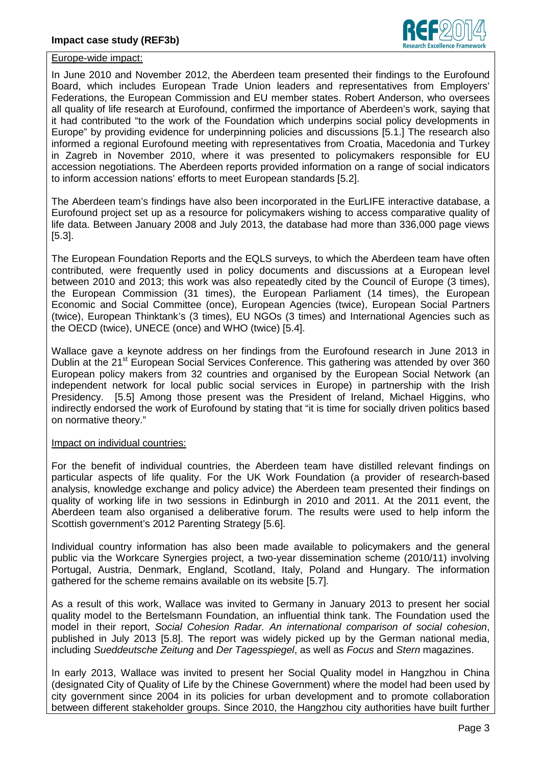Europe-wide impact:

In June 2010 and November 2012, the Aberdeen team presented their findings to the Eurofound Board, which includes European Trade Union leaders and representatives from Employers' Federations, the European Commission and EU member states. Robert Anderson, who oversees all quality of life research at Eurofound, confirmed the importance of Aberdeen's work, saying that it had contributed "to the work of the Foundation which underpins social policy developments in Europe" by providing evidence for underpinning policies and discussions [5.1.] The research also informed a regional Eurofound meeting with representatives from Croatia, Macedonia and Turkey in Zagreb in November 2010, where it was presented to policymakers responsible for EU accession negotiations. The Aberdeen reports provided information on a range of social indicators to inform accession nations' efforts to meet European standards [5.2].

The Aberdeen team's findings have also been incorporated in the EurLIFE interactive database, a Eurofound project set up as a resource for policymakers wishing to access comparative quality of life data. Between January 2008 and July 2013, the database had more than 336,000 page views [5.3].

The European Foundation Reports and the EQLS surveys, to which the Aberdeen team have often contributed, were frequently used in policy documents and discussions at a European level between 2010 and 2013; this work was also repeatedly cited by the Council of Europe (3 times), the European Commission (31 times), the European Parliament (14 times), the European Economic and Social Committee (once), European Agencies (twice), European Social Partners (twice), European Thinktank's (3 times), EU NGOs (3 times) and International Agencies such as the OECD (twice), UNECE (once) and WHO (twice) [5.4].

Wallace gave a keynote address on her findings from the Eurofound research in June 2013 in Dublin at the 21st European Social Services Conference. This gathering was attended by over 360 European policy makers from 32 countries and organised by the European Social Network (an independent network for local public social services in Europe) in partnership with the Irish Presidency. [5.5] Among those present was the President of Ireland, Michael Higgins, who indirectly endorsed the work of Eurofound by stating that "it is time for socially driven politics based on normative theory."

Impact on individual countries:

For the benefit of individual countries, the Aberdeen team have distilled relevant findings on particular aspects of life quality. For the UK Work Foundation (a provider of research-based analysis, knowledge exchange and policy advice) the Aberdeen team presented their findings on quality of working life in two sessions in Edinburgh in 2010 and 2011. At the 2011 event, the Aberdeen team also organised a deliberative forum. The results were used to help inform the Scottish government's 2012 Parenting Strategy [5.6].

Individual country information has also been made available to policymakers and the general public via the Workcare Synergies project, a two-year dissemination scheme (2010/11) involving Portugal, Austria, Denmark, England, Scotland, Italy, Poland and Hungary. The information gathered for the scheme remains available on its website [5.7].

As a result of this work, Wallace was invited to Germany in January 2013 to present her social quality model to the Bertelsmann Foundation, an influential think tank. The Foundation used the model in their report, *Social Cohesion Radar. An international comparison of social cohesion*, published in July 2013 [5.8]. The report was widely picked up by the German national media, including *Sueddeutsche Zeitung* and *Der Tagesspiegel*, as well as *Focus* and *Stern* magazines.

In early 2013, Wallace was invited to present her Social Quality model in Hangzhou in China (designated City of Quality of Life by the Chinese Government) where the model had been used by city government since 2004 in its policies for urban development and to promote collaboration between different stakeholder groups. Since 2010, the Hangzhou city authorities have built further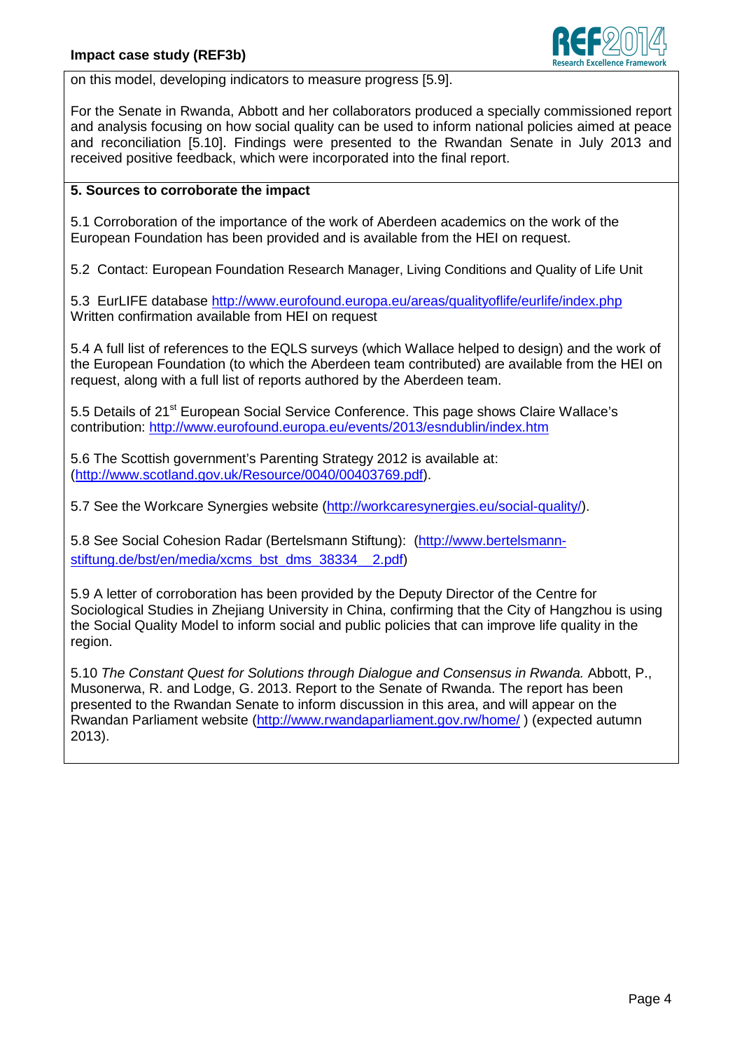on this model, developing indicators to measure progress [5.9].

For the Senate in Rwanda, Abbott and her collaborators produced a specially commissioned report and analysis focusing on how social quality can be used to inform national policies aimed at peace and reconciliation [5.10]. Findings were presented to the Rwandan Senate in July 2013 and received positive feedback, which were incorporated into the final report.

**5. Sources to corroborate the impact**

5.1 Corroboration of the importance of the work of Aberdeen academics on the work of the European Foundation has been provided and is available from the HEI on request.

5.2 Contact: European Foundation Research Manager, Living Conditions and Quality of Life Unit

5.3 EurLIFE database http://www.eurofound.europa.eu/areas/qualityoflife/eurlife/index.php
Written confirmation available from HEI on request

5.4 A full list of references to the EQLS surveys (which Wallace helped to design) and the work of the European Foundation (to which the Aberdeen team contributed) are available from the HEI on request, along with a full list of reports authored by the Aberdeen team.

5.5 Details of 21st European Social Service Conference. This page shows Claire Wallace's contribution: http://www.eurofound.europa.eu/events/2013/esndublin/index.htm

5.6 The Scottish government's Parenting Strategy 2012 is available at: (http://www.scotland.gov.uk/Resource/0040/00403769.pdf).

5.7 See the Workcare Synergies website (http://workcaresynergies.eu/social-quality/).

5.8 See Social Cohesion Radar (Bertelsmann Stiftung): (http://www.bertelsmann-stiftung.de/bst/en/media/xcms_bst_dms_38334__2.pdf)

5.9 A letter of corroboration has been provided by the Deputy Director of the Centre for Sociological Studies in Zhejiang University in China, confirming that the City of Hangzhou is using the Social Quality Model to inform social and public policies that can improve life quality in the region.

5.10 *The Constant Quest for Solutions through Dialogue and Consensus in Rwanda.* Abbott, P., Musonerwa, R. and Lodge, G. 2013. Report to the Senate of Rwanda. The report has been presented to the Rwandan Senate to inform discussion in this area, and will appear on the Rwandan Parliament website (http://www.rwandaparliament.gov.rw/home/ ) (expected autumn 2013).